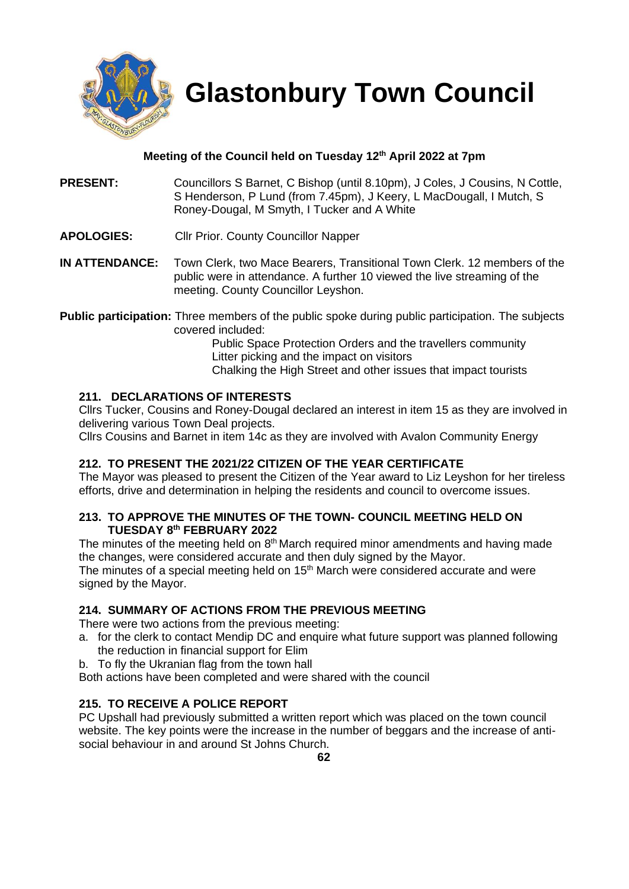# Glastonbury Town Council

**Meeting of the Council held on Tuesday 12th April 2022 at 7pm**

**PRESENT:** Councillors S Barnet, C Bishop (until 8.10pm), J Coles, J Cousins, N Cottle, S Henderson, P Lund (from 7.45pm), J Keery, L MacDougall, I Mutch, S Roney-Dougal, M Smyth, I Tucker and A White

**APOLOGIES:** Cllr Prior. County Councillor Napper

**IN ATTENDANCE:** Town Clerk, two Mace Bearers, Transitional Town Clerk. 12 members of the public were in attendance. A further 10 viewed the live streaming of the meeting. County Councillor Leyshon.

**Public participation:** Three members of the public spoke during public participation. The subjects covered included:

Public Space Protection Orders and the travellers community
Litter picking and the impact on visitors
Chalking the High Street and other issues that impact tourists

### 211. DECLARATIONS OF INTERESTS

Cllrs Tucker, Cousins and Roney-Dougal declared an interest in item 15 as they are involved in delivering various Town Deal projects.
Cllrs Cousins and Barnet in item 14c as they are involved with Avalon Community Energy

### 212. TO PRESENT THE 2021/22 CITIZEN OF THE YEAR CERTIFICATE

The Mayor was pleased to present the Citizen of the Year award to Liz Leyshon for her tireless efforts, drive and determination in helping the residents and council to overcome issues.

### 213. TO APPROVE THE MINUTES OF THE TOWN- COUNCIL MEETING HELD ON TUESDAY 8th FEBRUARY 2022

The minutes of the meeting held on 8th March required minor amendments and having made the changes, were considered accurate and then duly signed by the Mayor.
The minutes of a special meeting held on 15th March were considered accurate and were signed by the Mayor.

### 214. SUMMARY OF ACTIONS FROM THE PREVIOUS MEETING

There were two actions from the previous meeting:

a. for the clerk to contact Mendip DC and enquire what future support was planned following the reduction in financial support for Elim
b. To fly the Ukranian flag from the town hall

Both actions have been completed and were shared with the council

### 215. TO RECEIVE A POLICE REPORT

PC Upshall had previously submitted a written report which was placed on the town council website. The key points were the increase in the number of beggars and the increase of anti-social behaviour in and around St Johns Church.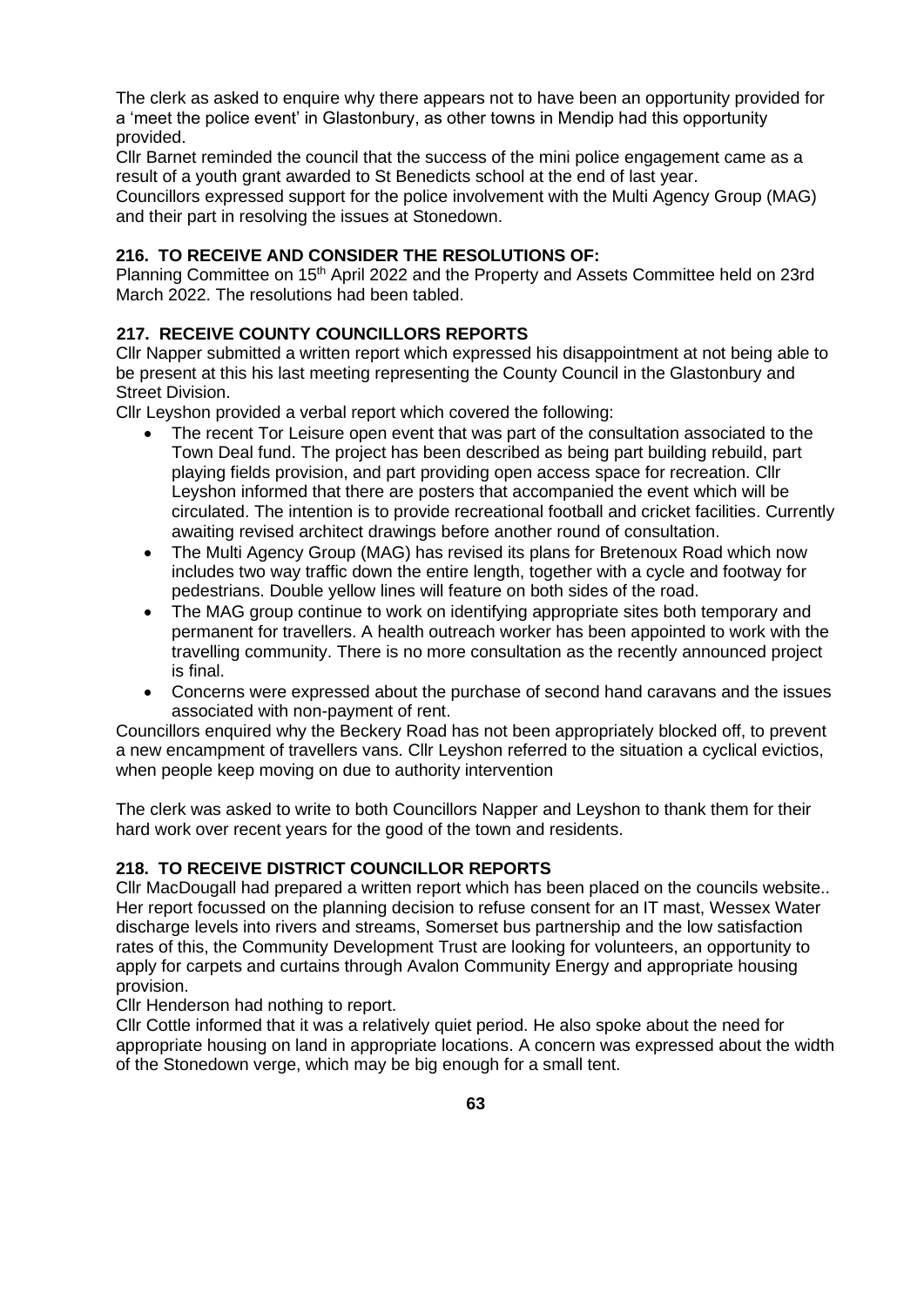The clerk as asked to enquire why there appears not to have been an opportunity provided for a 'meet the police event' in Glastonbury, as other towns in Mendip had this opportunity provided.

Cllr Barnet reminded the council that the success of the mini police engagement came as a result of a youth grant awarded to St Benedicts school at the end of last year.

Councillors expressed support for the police involvement with the Multi Agency Group (MAG) and their part in resolving the issues at Stonedown.

**216. TO RECEIVE AND CONSIDER THE RESOLUTIONS OF:**

Planning Committee on 15th April 2022 and the Property and Assets Committee held on 23rd March 2022. The resolutions had been tabled.

**217. RECEIVE COUNTY COUNCILLORS REPORTS**

Cllr Napper submitted a written report which expressed his disappointment at not being able to be present at this his last meeting representing the County Council in the Glastonbury and Street Division.

Cllr Leyshon provided a verbal report which covered the following:

- The recent Tor Leisure open event that was part of the consultation associated to the Town Deal fund. The project has been described as being part building rebuild, part playing fields provision, and part providing open access space for recreation. Cllr Leyshon informed that there are posters that accompanied the event which will be circulated. The intention is to provide recreational football and cricket facilities. Currently awaiting revised architect drawings before another round of consultation.
- The Multi Agency Group (MAG) has revised its plans for Bretenoux Road which now includes two way traffic down the entire length, together with a cycle and footway for pedestrians. Double yellow lines will feature on both sides of the road.
- The MAG group continue to work on identifying appropriate sites both temporary and permanent for travellers. A health outreach worker has been appointed to work with the travelling community. There is no more consultation as the recently announced project is final.
- Concerns were expressed about the purchase of second hand caravans and the issues associated with non-payment of rent.

Councillors enquired why the Beckery Road has not been appropriately blocked off, to prevent a new encampment of travellers vans. Cllr Leyshon referred to the situation a cyclical evictios, when people keep moving on due to authority intervention

The clerk was asked to write to both Councillors Napper and Leyshon to thank them for their hard work over recent years for the good of the town and residents.

**218. TO RECEIVE DISTRICT COUNCILLOR REPORTS**

Cllr MacDougall had prepared a written report which has been placed on the councils website.. Her report focussed on the planning decision to refuse consent for an IT mast, Wessex Water discharge levels into rivers and streams, Somerset bus partnership and the low satisfaction rates of this, the Community Development Trust are looking for volunteers, an opportunity to apply for carpets and curtains through Avalon Community Energy and appropriate housing provision.

Cllr Henderson had nothing to report.

Cllr Cottle informed that it was a relatively quiet period. He also spoke about the need for appropriate housing on land in appropriate locations. A concern was expressed about the width of the Stonedown verge, which may be big enough for a small tent.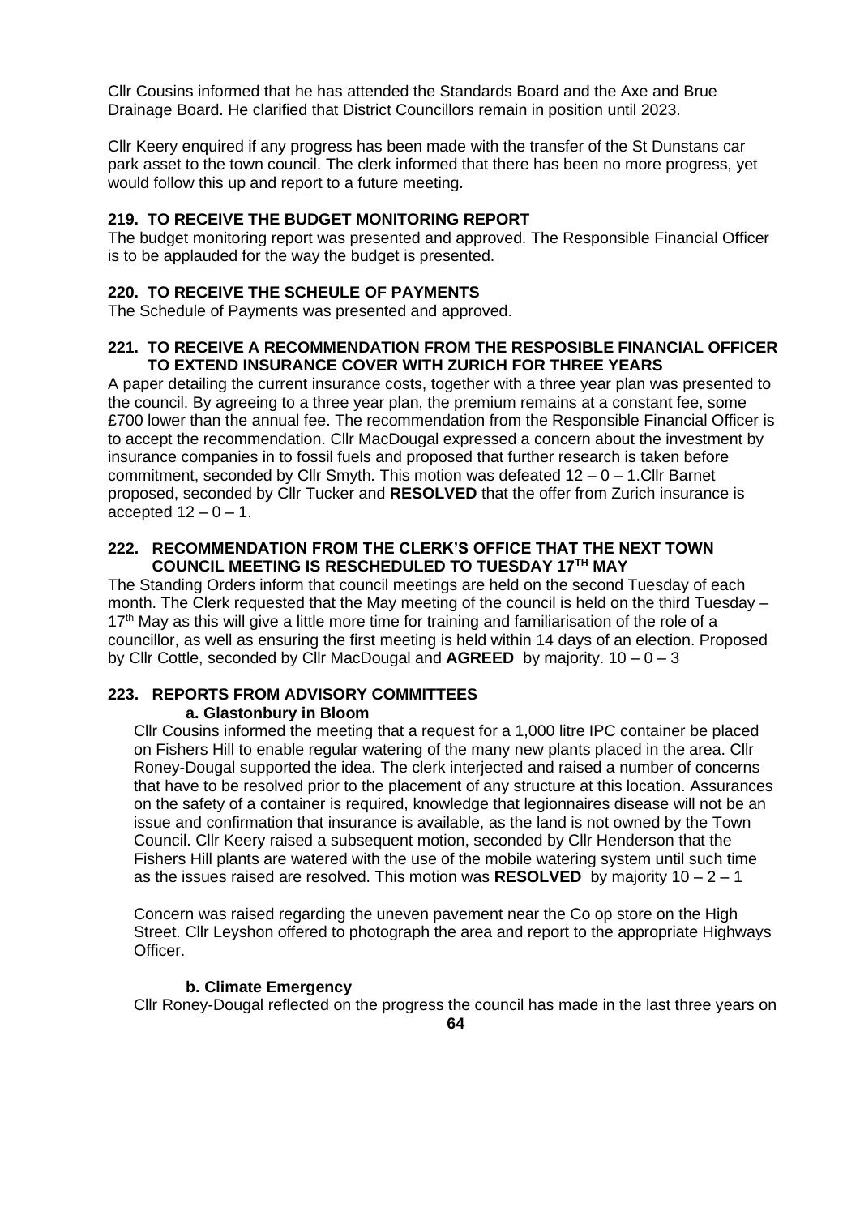Cllr Cousins informed that he has attended the Standards Board and the Axe and Brue Drainage Board. He clarified that District Councillors remain in position until 2023.

Cllr Keery enquired if any progress has been made with the transfer of the St Dunstans car park asset to the town council. The clerk informed that there has been no more progress, yet would follow this up and report to a future meeting.

### 219. TO RECEIVE THE BUDGET MONITORING REPORT

The budget monitoring report was presented and approved. The Responsible Financial Officer is to be applauded for the way the budget is presented.

### 220. TO RECEIVE THE SCHEULE OF PAYMENTS

The Schedule of Payments was presented and approved.

### 221. TO RECEIVE A RECOMMENDATION FROM THE RESPOSIBLE FINANCIAL OFFICER TO EXTEND INSURANCE COVER WITH ZURICH FOR THREE YEARS

A paper detailing the current insurance costs, together with a three year plan was presented to the council. By agreeing to a three year plan, the premium remains at a constant fee, some £700 lower than the annual fee. The recommendation from the Responsible Financial Officer is to accept the recommendation. Cllr MacDougal expressed a concern about the investment by insurance companies in to fossil fuels and proposed that further research is taken before commitment, seconded by Cllr Smyth. This motion was defeated 12 – 0 – 1.Cllr Barnet proposed, seconded by Cllr Tucker and **RESOLVED** that the offer from Zurich insurance is accepted 12 – 0 – 1.

### 222. RECOMMENDATION FROM THE CLERK'S OFFICE THAT THE NEXT TOWN COUNCIL MEETING IS RESCHEDULED TO TUESDAY 17TH MAY

The Standing Orders inform that council meetings are held on the second Tuesday of each month. The Clerk requested that the May meeting of the council is held on the third Tuesday – 17th May as this will give a little more time for training and familiarisation of the role of a councillor, as well as ensuring the first meeting is held within 14 days of an election. Proposed by Cllr Cottle, seconded by Cllr MacDougal and **AGREED** by majority. 10 – 0 – 3

### 223. REPORTS FROM ADVISORY COMMITTEES

#### a. Glastonbury in Bloom

Cllr Cousins informed the meeting that a request for a 1,000 litre IPC container be placed on Fishers Hill to enable regular watering of the many new plants placed in the area. Cllr Roney-Dougal supported the idea. The clerk interjected and raised a number of concerns that have to be resolved prior to the placement of any structure at this location. Assurances on the safety of a container is required, knowledge that legionnaires disease will not be an issue and confirmation that insurance is available, as the land is not owned by the Town Council. Cllr Keery raised a subsequent motion, seconded by Cllr Henderson that the Fishers Hill plants are watered with the use of the mobile watering system until such time as the issues raised are resolved. This motion was **RESOLVED** by majority 10 – 2 – 1

Concern was raised regarding the uneven pavement near the Co op store on the High Street. Cllr Leyshon offered to photograph the area and report to the appropriate Highways Officer.

#### b. Climate Emergency

Cllr Roney-Dougal reflected on the progress the council has made in the last three years on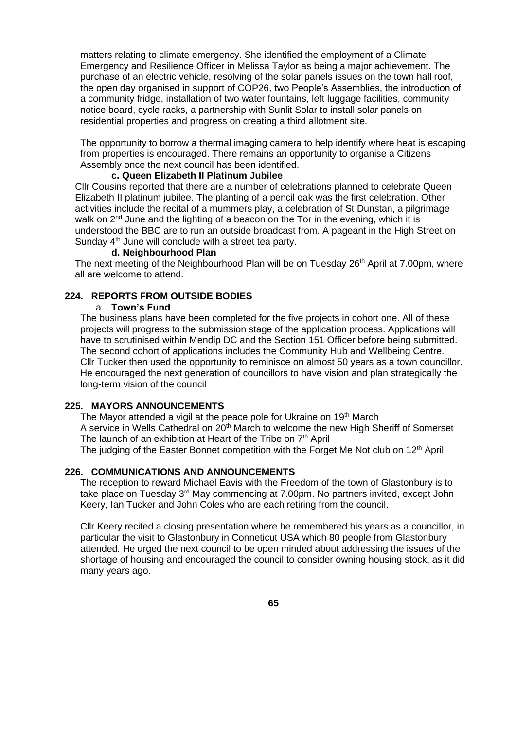matters relating to climate emergency. She identified the employment of a Climate Emergency and Resilience Officer in Melissa Taylor as being a major achievement. The purchase of an electric vehicle, resolving of the solar panels issues on the town hall roof, the open day organised in support of COP26, two People's Assemblies, the introduction of a community fridge, installation of two water fountains, left luggage facilities, community notice board, cycle racks, a partnership with Sunlit Solar to install solar panels on residential properties and progress on creating a third allotment site.

The opportunity to borrow a thermal imaging camera to help identify where heat is escaping from properties is encouraged. There remains an opportunity to organise a Citizens Assembly once the next council has been identified.

**c. Queen Elizabeth II Platinum Jubilee**

Cllr Cousins reported that there are a number of celebrations planned to celebrate Queen Elizabeth II platinum jubilee. The planting of a pencil oak was the first celebration. Other activities include the recital of a mummers play, a celebration of St Dunstan, a pilgrimage walk on 2nd June and the lighting of a beacon on the Tor in the evening, which it is understood the BBC are to run an outside broadcast from. A pageant in the High Street on Sunday 4th June will conclude with a street tea party.

**d. Neighbourhood Plan**

The next meeting of the Neighbourhood Plan will be on Tuesday 26th April at 7.00pm, where all are welcome to attend.

## 224. REPORTS FROM OUTSIDE BODIES

a. **Town's Fund**

The business plans have been completed for the five projects in cohort one. All of these projects will progress to the submission stage of the application process. Applications will have to scrutinised within Mendip DC and the Section 151 Officer before being submitted. The second cohort of applications includes the Community Hub and Wellbeing Centre. Cllr Tucker then used the opportunity to reminisce on almost 50 years as a town councillor. He encouraged the next generation of councillors to have vision and plan strategically the long-term vision of the council

## 225. MAYORS ANNOUNCEMENTS

The Mayor attended a vigil at the peace pole for Ukraine on 19th March
A service in Wells Cathedral on 20th March to welcome the new High Sheriff of Somerset
The launch of an exhibition at Heart of the Tribe on 7th April
The judging of the Easter Bonnet competition with the Forget Me Not club on 12th April

## 226. COMMUNICATIONS AND ANNOUNCEMENTS

The reception to reward Michael Eavis with the Freedom of the town of Glastonbury is to take place on Tuesday 3rd May commencing at 7.00pm. No partners invited, except John Keery, Ian Tucker and John Coles who are each retiring from the council.

Cllr Keery recited a closing presentation where he remembered his years as a councillor, in particular the visit to Glastonbury in Conneticut USA which 80 people from Glastonbury attended. He urged the next council to be open minded about addressing the issues of the shortage of housing and encouraged the council to consider owning housing stock, as it did many years ago.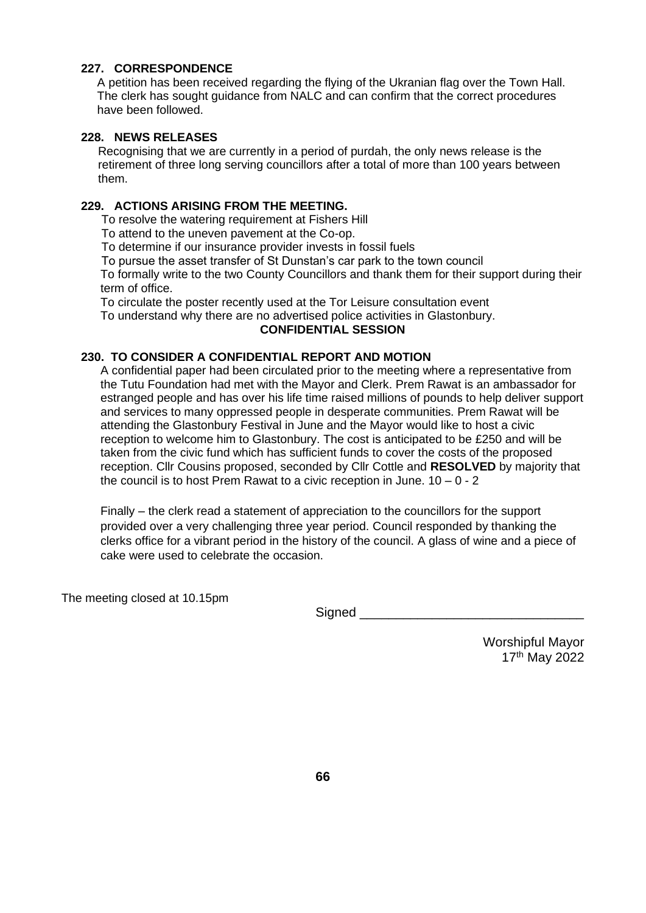**227. CORRESPONDENCE**

A petition has been received regarding the flying of the Ukranian flag over the Town Hall. The clerk has sought guidance from NALC and can confirm that the correct procedures have been followed.

**228. NEWS RELEASES**

Recognising that we are currently in a period of purdah, the only news release is the retirement of three long serving councillors after a total of more than 100 years between them.

**229. ACTIONS ARISING FROM THE MEETING.**

To resolve the watering requirement at Fishers Hill
To attend to the uneven pavement at the Co-op.
To determine if our insurance provider invests in fossil fuels
To pursue the asset transfer of St Dunstan's car park to the town council
To formally write to the two County Councillors and thank them for their support during their term of office.
To circulate the poster recently used at the Tor Leisure consultation event
To understand why there are no advertised police activities in Glastonbury.

**CONFIDENTIAL SESSION**

**230. TO CONSIDER A CONFIDENTIAL REPORT AND MOTION**

A confidential paper had been circulated prior to the meeting where a representative from the Tutu Foundation had met with the Mayor and Clerk. Prem Rawat is an ambassador for estranged people and has over his life time raised millions of pounds to help deliver support and services to many oppressed people in desperate communities. Prem Rawat will be attending the Glastonbury Festival in June and the Mayor would like to host a civic reception to welcome him to Glastonbury. The cost is anticipated to be £250 and will be taken from the civic fund which has sufficient funds to cover the costs of the proposed reception. Cllr Cousins proposed, seconded by Cllr Cottle and **RESOLVED** by majority that the council is to host Prem Rawat to a civic reception in June. 10 – 0 - 2

Finally – the clerk read a statement of appreciation to the councillors for the support provided over a very challenging three year period. Council responded by thanking the clerks office for a vibrant period in the history of the council. A glass of wine and a piece of cake were used to celebrate the occasion.

The meeting closed at 10.15pm

Signed ________________________________

Worshipful Mayor
17th May 2022